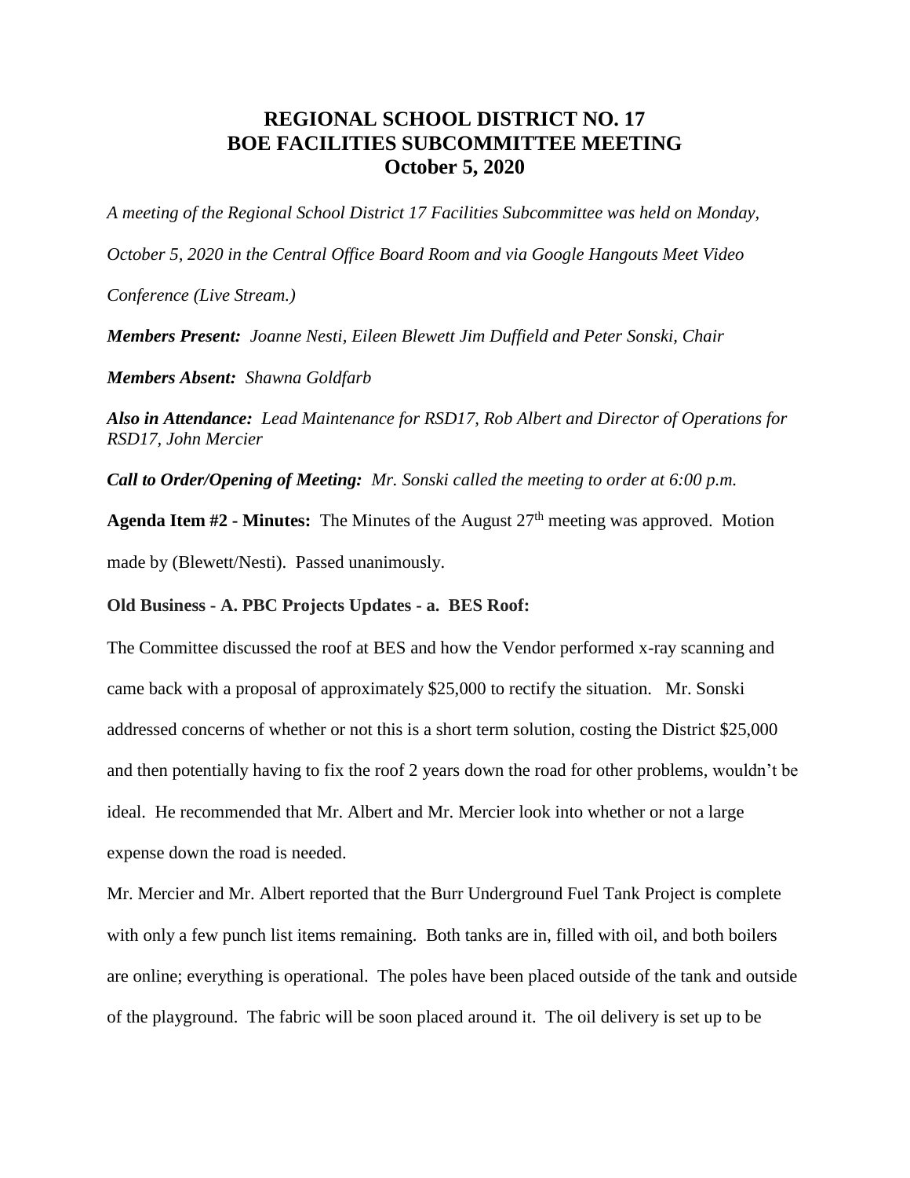# REGIONAL SCHOOL DISTRICT NO. 17
# BOE FACILITIES SUBCOMMITTEE MEETING
# October 5, 2020

*A meeting of the Regional School District 17 Facilities Subcommittee was held on Monday, October 5, 2020 in the Central Office Board Room and via Google Hangouts Meet Video Conference (Live Stream.)*

***Members Present:*** *Joanne Nesti, Eileen Blewett Jim Duffield and Peter Sonski, Chair*

***Members Absent:*** *Shawna Goldfarb*

***Also in Attendance:*** *Lead Maintenance for RSD17, Rob Albert and Director of Operations for RSD17, John Mercier*

***Call to Order/Opening of Meeting:*** *Mr. Sonski called the meeting to order at 6:00 p.m.*

**Agenda Item #2 - Minutes:** The Minutes of the August 27th meeting was approved. Motion made by (Blewett/Nesti). Passed unanimously.

**Old Business - A. PBC Projects Updates - a. BES Roof:**

The Committee discussed the roof at BES and how the Vendor performed x-ray scanning and came back with a proposal of approximately $25,000 to rectify the situation. Mr. Sonski addressed concerns of whether or not this is a short term solution, costing the District $25,000 and then potentially having to fix the roof 2 years down the road for other problems, wouldn't be ideal. He recommended that Mr. Albert and Mr. Mercier look into whether or not a large expense down the road is needed.

Mr. Mercier and Mr. Albert reported that the Burr Underground Fuel Tank Project is complete with only a few punch list items remaining. Both tanks are in, filled with oil, and both boilers are online; everything is operational. The poles have been placed outside of the tank and outside of the playground. The fabric will be soon placed around it. The oil delivery is set up to be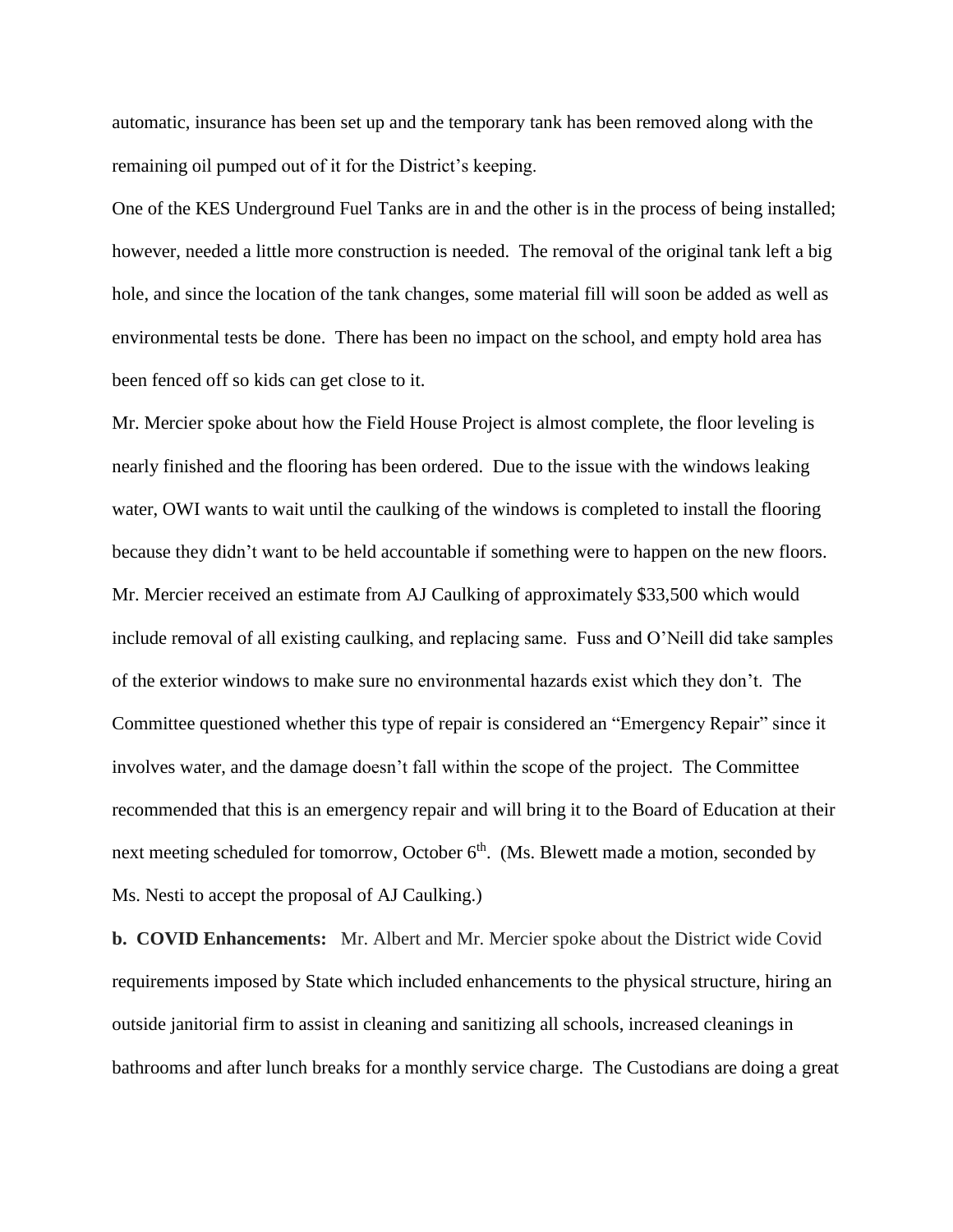automatic, insurance has been set up and the temporary tank has been removed along with the remaining oil pumped out of it for the District's keeping.

One of the KES Underground Fuel Tanks are in and the other is in the process of being installed; however, needed a little more construction is needed. The removal of the original tank left a big hole, and since the location of the tank changes, some material fill will soon be added as well as environmental tests be done. There has been no impact on the school, and empty hold area has been fenced off so kids can get close to it.

Mr. Mercier spoke about how the Field House Project is almost complete, the floor leveling is nearly finished and the flooring has been ordered. Due to the issue with the windows leaking water, OWI wants to wait until the caulking of the windows is completed to install the flooring because they didn't want to be held accountable if something were to happen on the new floors. Mr. Mercier received an estimate from AJ Caulking of approximately $33,500 which would include removal of all existing caulking, and replacing same. Fuss and O'Neill did take samples of the exterior windows to make sure no environmental hazards exist which they don't. The Committee questioned whether this type of repair is considered an "Emergency Repair" since it involves water, and the damage doesn't fall within the scope of the project. The Committee recommended that this is an emergency repair and will bring it to the Board of Education at their next meeting scheduled for tomorrow, October 6th. (Ms. Blewett made a motion, seconded by Ms. Nesti to accept the proposal of AJ Caulking.)

**b. COVID Enhancements:** Mr. Albert and Mr. Mercier spoke about the District wide Covid requirements imposed by State which included enhancements to the physical structure, hiring an outside janitorial firm to assist in cleaning and sanitizing all schools, increased cleanings in bathrooms and after lunch breaks for a monthly service charge. The Custodians are doing a great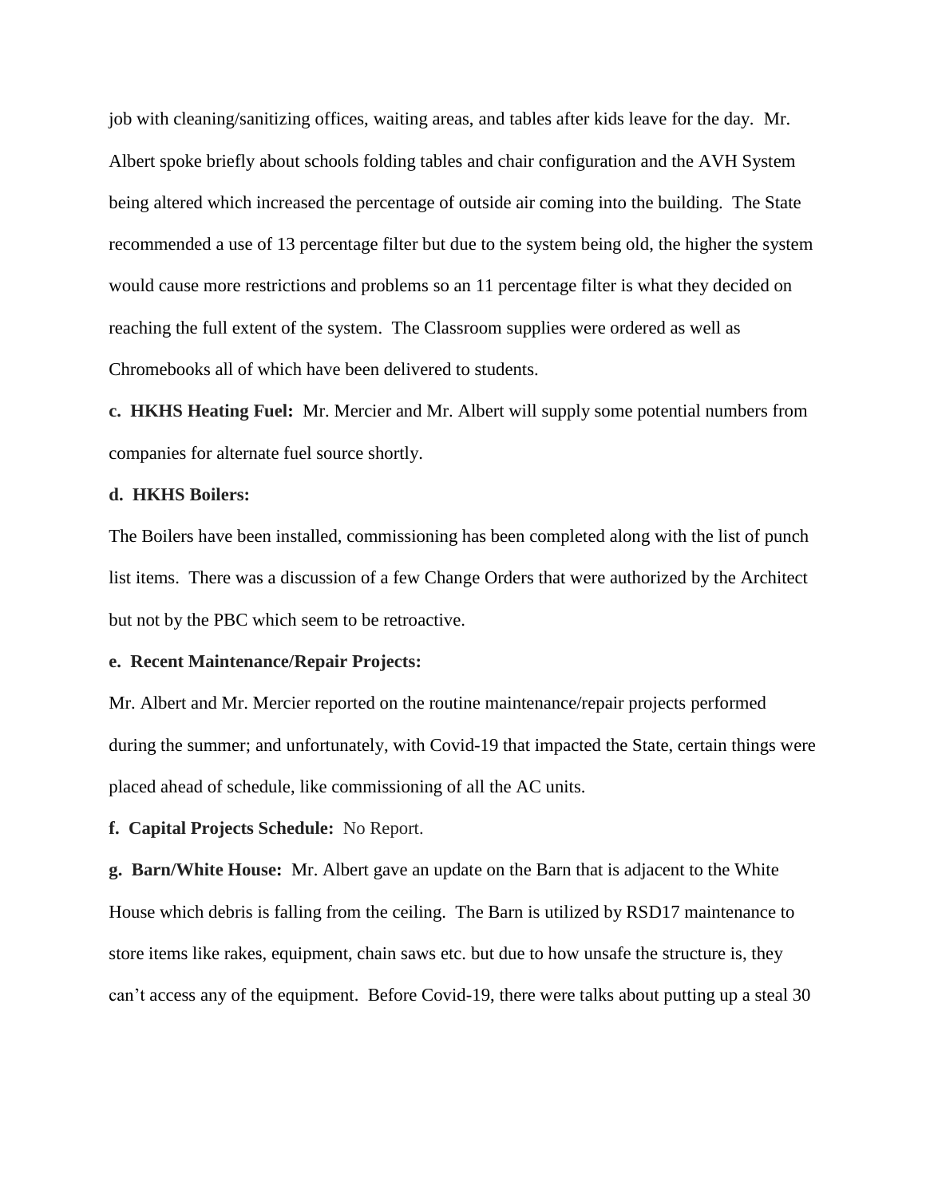job with cleaning/sanitizing offices, waiting areas, and tables after kids leave for the day. Mr. Albert spoke briefly about schools folding tables and chair configuration and the AVH System being altered which increased the percentage of outside air coming into the building. The State recommended a use of 13 percentage filter but due to the system being old, the higher the system would cause more restrictions and problems so an 11 percentage filter is what they decided on reaching the full extent of the system. The Classroom supplies were ordered as well as Chromebooks all of which have been delivered to students.

**c. HKHS Heating Fuel:** Mr. Mercier and Mr. Albert will supply some potential numbers from companies for alternate fuel source shortly.

**d. HKHS Boilers:**

The Boilers have been installed, commissioning has been completed along with the list of punch list items. There was a discussion of a few Change Orders that were authorized by the Architect but not by the PBC which seem to be retroactive.

**e. Recent Maintenance/Repair Projects:**

Mr. Albert and Mr. Mercier reported on the routine maintenance/repair projects performed during the summer; and unfortunately, with Covid-19 that impacted the State, certain things were placed ahead of schedule, like commissioning of all the AC units.

**f. Capital Projects Schedule:** No Report.

**g. Barn/White House:** Mr. Albert gave an update on the Barn that is adjacent to the White House which debris is falling from the ceiling. The Barn is utilized by RSD17 maintenance to store items like rakes, equipment, chain saws etc. but due to how unsafe the structure is, they can't access any of the equipment. Before Covid-19, there were talks about putting up a steal 30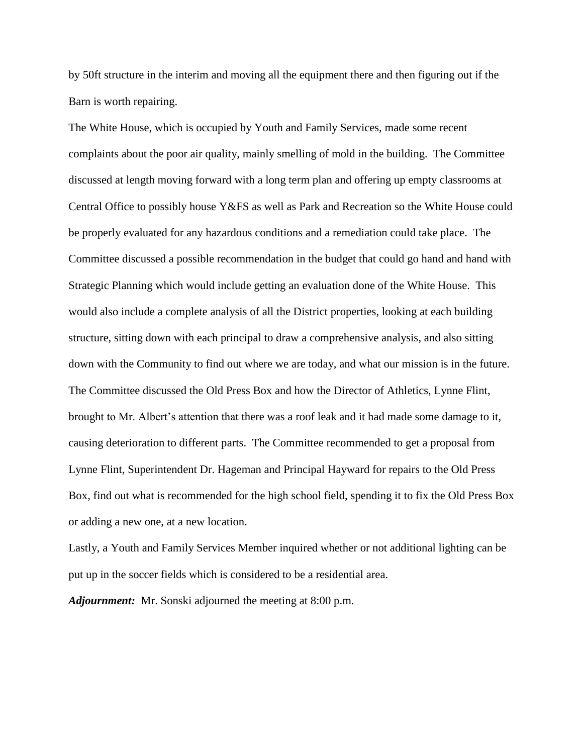by 50ft structure in the interim and moving all the equipment there and then figuring out if the Barn is worth repairing.

The White House, which is occupied by Youth and Family Services, made some recent complaints about the poor air quality, mainly smelling of mold in the building. The Committee discussed at length moving forward with a long term plan and offering up empty classrooms at Central Office to possibly house Y&FS as well as Park and Recreation so the White House could be properly evaluated for any hazardous conditions and a remediation could take place. The Committee discussed a possible recommendation in the budget that could go hand and hand with Strategic Planning which would include getting an evaluation done of the White House. This would also include a complete analysis of all the District properties, looking at each building structure, sitting down with each principal to draw a comprehensive analysis, and also sitting down with the Community to find out where we are today, and what our mission is in the future.

The Committee discussed the Old Press Box and how the Director of Athletics, Lynne Flint, brought to Mr. Albert's attention that there was a roof leak and it had made some damage to it, causing deterioration to different parts. The Committee recommended to get a proposal from Lynne Flint, Superintendent Dr. Hageman and Principal Hayward for repairs to the Old Press Box, find out what is recommended for the high school field, spending it to fix the Old Press Box or adding a new one, at a new location.

Lastly, a Youth and Family Services Member inquired whether or not additional lighting can be put up in the soccer fields which is considered to be a residential area.

***Adjournment:*** Mr. Sonski adjourned the meeting at 8:00 p.m.